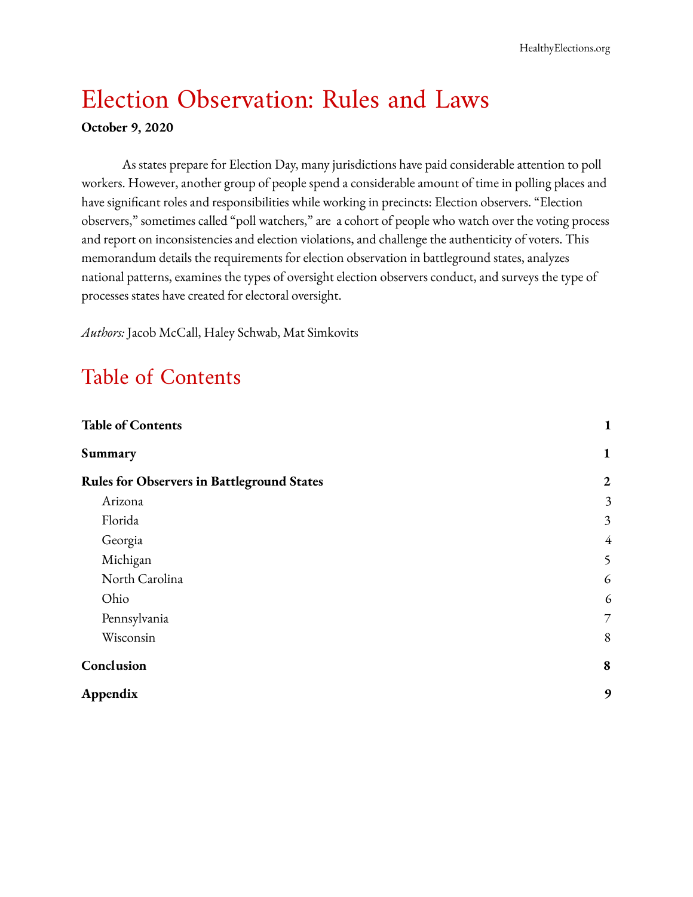# Election Observation: Rules and Laws

**October 9, 2020**

As states prepare for Election Day, many jurisdictions have paid considerable attention to poll workers. However, another group of people spend a considerable amount of time in polling places and have significant roles and responsibilities while working in precincts: Election observers. "Election observers," sometimes called "poll watchers," are a cohort of people who watch over the voting process and report on inconsistencies and election violations, and challenge the authenticity of voters. This memorandum details the requirements for election observation in battleground states, analyzes national patterns, examines the types of oversight election observers conduct, and surveys the type of processes states have created for electoral oversight.

*Authors:* Jacob McCall, Haley Schwab, Mat Simkovits

## Table of Contents

| | |
|---|---|
| **Table of Contents** | **1** |
| **Summary** | **1** |
| **Rules for Observers in Battleground States** | **2** |
| Arizona | 3 |
| Florida | 3 |
| Georgia | 4 |
| Michigan | 5 |
| North Carolina | 6 |
| Ohio | 6 |
| Pennsylvania | 7 |
| Wisconsin | 8 |
| **Conclusion** | **8** |
| **Appendix** | **9** |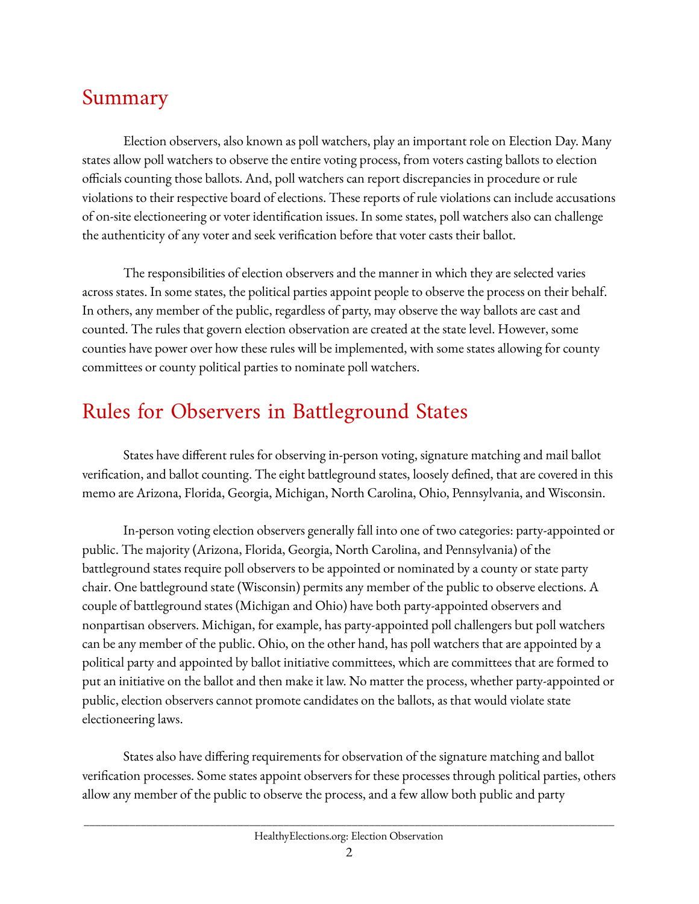## Summary

Election observers, also known as poll watchers, play an important role on Election Day. Many states allow poll watchers to observe the entire voting process, from voters casting ballots to election officials counting those ballots. And, poll watchers can report discrepancies in procedure or rule violations to their respective board of elections. These reports of rule violations can include accusations of on-site electioneering or voter identification issues. In some states, poll watchers also can challenge the authenticity of any voter and seek verification before that voter casts their ballot.

The responsibilities of election observers and the manner in which they are selected varies across states. In some states, the political parties appoint people to observe the process on their behalf. In others, any member of the public, regardless of party, may observe the way ballots are cast and counted. The rules that govern election observation are created at the state level. However, some counties have power over how these rules will be implemented, with some states allowing for county committees or county political parties to nominate poll watchers.

## Rules for Observers in Battleground States

States have different rules for observing in-person voting, signature matching and mail ballot verification, and ballot counting. The eight battleground states, loosely defined, that are covered in this memo are Arizona, Florida, Georgia, Michigan, North Carolina, Ohio, Pennsylvania, and Wisconsin.

In-person voting election observers generally fall into one of two categories: party-appointed or public. The majority (Arizona, Florida, Georgia, North Carolina, and Pennsylvania) of the battleground states require poll observers to be appointed or nominated by a county or state party chair. One battleground state (Wisconsin) permits any member of the public to observe elections. A couple of battleground states (Michigan and Ohio) have both party-appointed observers and nonpartisan observers. Michigan, for example, has party-appointed poll challengers but poll watchers can be any member of the public. Ohio, on the other hand, has poll watchers that are appointed by a political party and appointed by ballot initiative committees, which are committees that are formed to put an initiative on the ballot and then make it law. No matter the process, whether party-appointed or public, election observers cannot promote candidates on the ballots, as that would violate state electioneering laws.

States also have differing requirements for observation of the signature matching and ballot verification processes. Some states appoint observers for these processes through political parties, others allow any member of the public to observe the process, and a few allow both public and party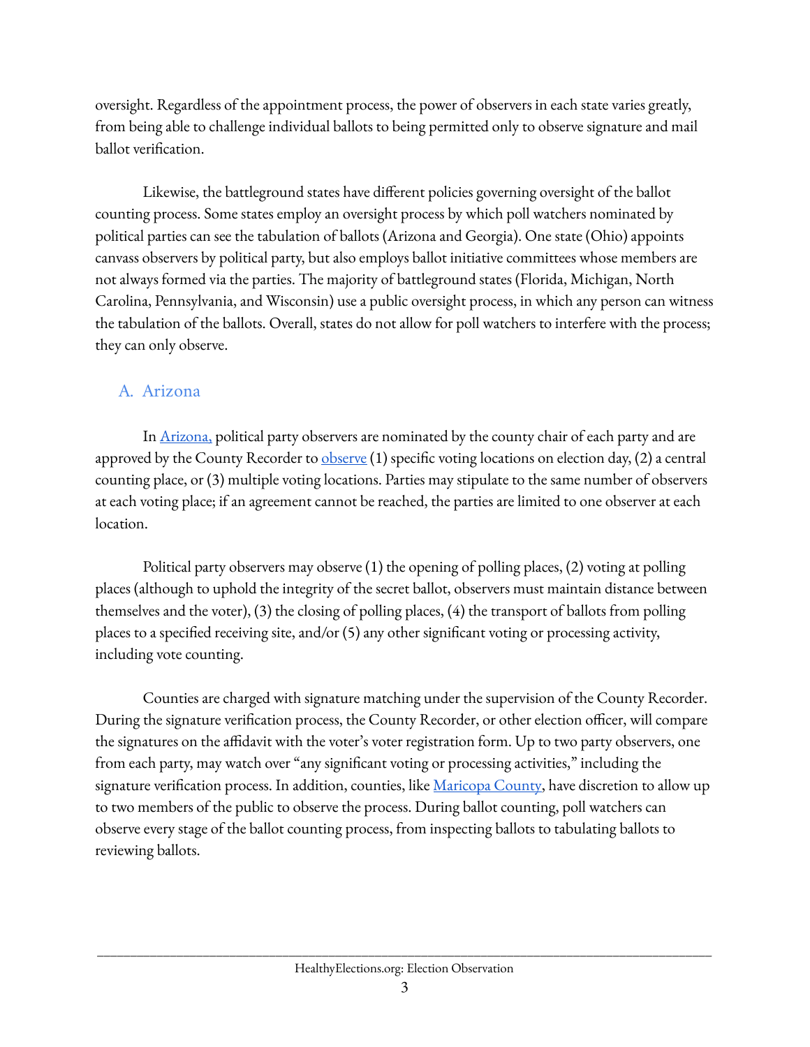oversight. Regardless of the appointment process, the power of observers in each state varies greatly, from being able to challenge individual ballots to being permitted only to observe signature and mail ballot verification.

Likewise, the battleground states have different policies governing oversight of the ballot counting process. Some states employ an oversight process by which poll watchers nominated by political parties can see the tabulation of ballots (Arizona and Georgia). One state (Ohio) appoints canvass observers by political party, but also employs ballot initiative committees whose members are not always formed via the parties. The majority of battleground states (Florida, Michigan, North Carolina, Pennsylvania, and Wisconsin) use a public oversight process, in which any person can witness the tabulation of the ballots. Overall, states do not allow for poll watchers to interfere with the process; they can only observe.

## A. Arizona

In Arizona, political party observers are nominated by the county chair of each party and are approved by the County Recorder to observe (1) specific voting locations on election day, (2) a central counting place, or (3) multiple voting locations. Parties may stipulate to the same number of observers at each voting place; if an agreement cannot be reached, the parties are limited to one observer at each location.

Political party observers may observe (1) the opening of polling places, (2) voting at polling places (although to uphold the integrity of the secret ballot, observers must maintain distance between themselves and the voter), (3) the closing of polling places, (4) the transport of ballots from polling places to a specified receiving site, and/or (5) any other significant voting or processing activity, including vote counting.

Counties are charged with signature matching under the supervision of the County Recorder. During the signature verification process, the County Recorder, or other election officer, will compare the signatures on the affidavit with the voter's voter registration form. Up to two party observers, one from each party, may watch over "any significant voting or processing activities," including the signature verification process. In addition, counties, like Maricopa County, have discretion to allow up to two members of the public to observe the process. During ballot counting, poll watchers can observe every stage of the ballot counting process, from inspecting ballots to tabulating ballots to reviewing ballots.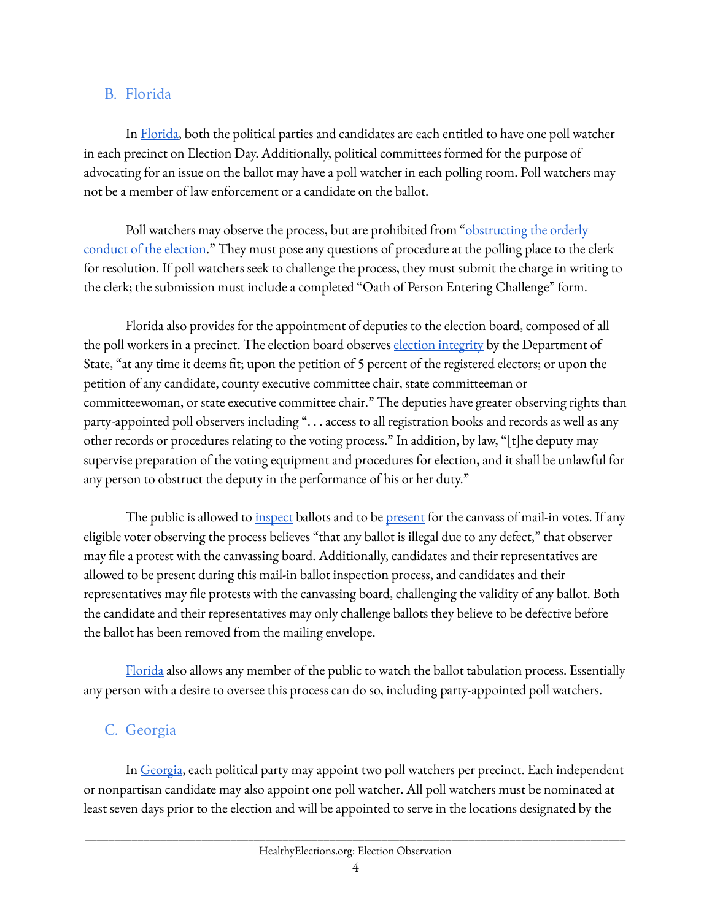## B. Florida

In Florida, both the political parties and candidates are each entitled to have one poll watcher in each precinct on Election Day. Additionally, political committees formed for the purpose of advocating for an issue on the ballot may have a poll watcher in each polling room. Poll watchers may not be a member of law enforcement or a candidate on the ballot.

Poll watchers may observe the process, but are prohibited from "obstructing the orderly conduct of the election." They must pose any questions of procedure at the polling place to the clerk for resolution. If poll watchers seek to challenge the process, they must submit the charge in writing to the clerk; the submission must include a completed "Oath of Person Entering Challenge" form.

Florida also provides for the appointment of deputies to the election board, composed of all the poll workers in a precinct. The election board observes election integrity by the Department of State, "at any time it deems fit; upon the petition of 5 percent of the registered electors; or upon the petition of any candidate, county executive committee chair, state committeeman or committeewoman, or state executive committee chair." The deputies have greater observing rights than party-appointed poll observers including ". . . access to all registration books and records as well as any other records or procedures relating to the voting process." In addition, by law, "[t]he deputy may supervise preparation of the voting equipment and procedures for election, and it shall be unlawful for any person to obstruct the deputy in the performance of his or her duty."

The public is allowed to inspect ballots and to be present for the canvass of mail-in votes. If any eligible voter observing the process believes "that any ballot is illegal due to any defect," that observer may file a protest with the canvassing board. Additionally, candidates and their representatives are allowed to be present during this mail-in ballot inspection process, and candidates and their representatives may file protests with the canvassing board, challenging the validity of any ballot. Both the candidate and their representatives may only challenge ballots they believe to be defective before the ballot has been removed from the mailing envelope.

Florida also allows any member of the public to watch the ballot tabulation process. Essentially any person with a desire to oversee this process can do so, including party-appointed poll watchers.

## C. Georgia

In Georgia, each political party may appoint two poll watchers per precinct. Each independent or nonpartisan candidate may also appoint one poll watcher. All poll watchers must be nominated at least seven days prior to the election and will be appointed to serve in the locations designated by the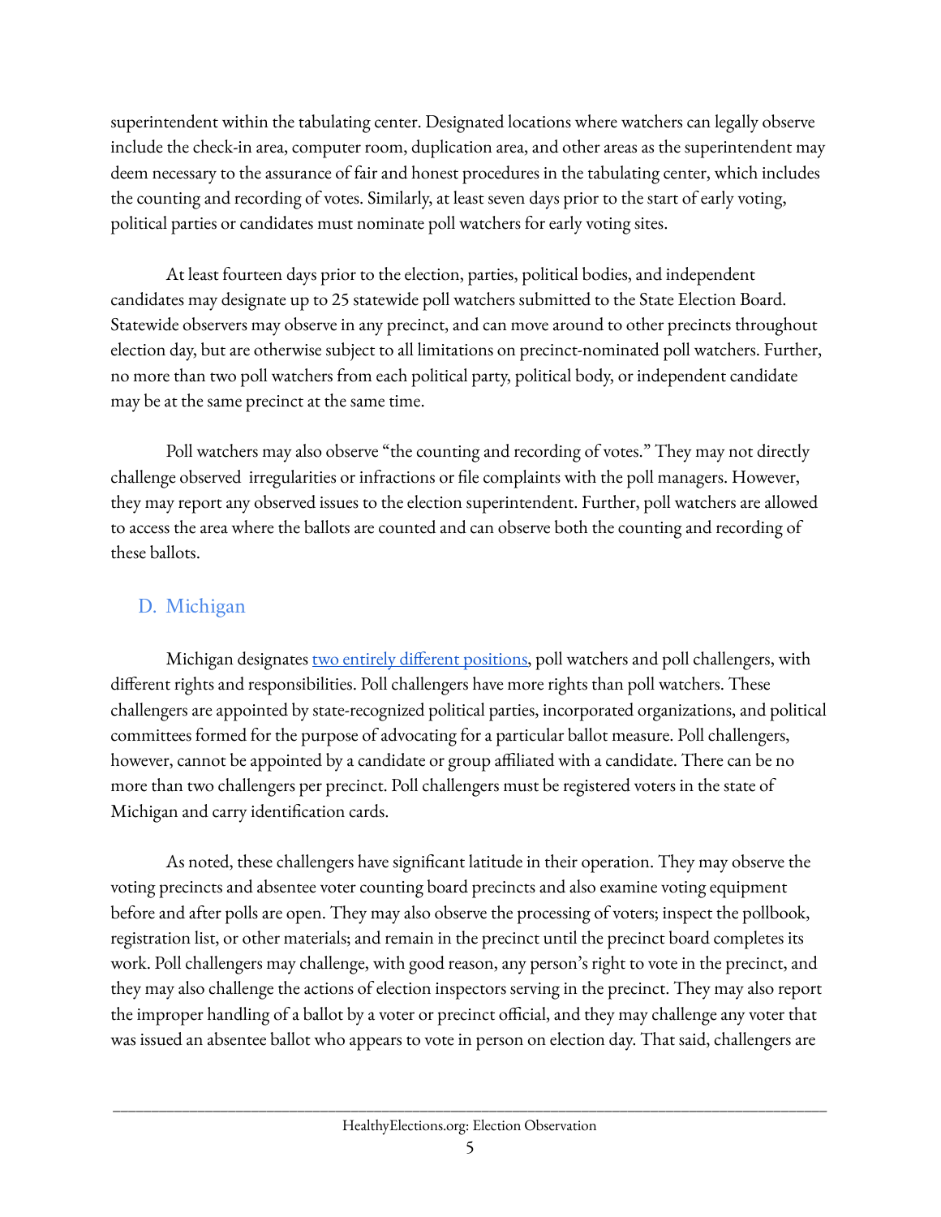superintendent within the tabulating center. Designated locations where watchers can legally observe include the check-in area, computer room, duplication area, and other areas as the superintendent may deem necessary to the assurance of fair and honest procedures in the tabulating center, which includes the counting and recording of votes. Similarly, at least seven days prior to the start of early voting, political parties or candidates must nominate poll watchers for early voting sites.

At least fourteen days prior to the election, parties, political bodies, and independent candidates may designate up to 25 statewide poll watchers submitted to the State Election Board. Statewide observers may observe in any precinct, and can move around to other precincts throughout election day, but are otherwise subject to all limitations on precinct-nominated poll watchers. Further, no more than two poll watchers from each political party, political body, or independent candidate may be at the same precinct at the same time.

Poll watchers may also observe "the counting and recording of votes." They may not directly challenge observed irregularities or infractions or file complaints with the poll managers. However, they may report any observed issues to the election superintendent. Further, poll watchers are allowed to access the area where the ballots are counted and can observe both the counting and recording of these ballots.

## D. Michigan

Michigan designates two entirely different positions, poll watchers and poll challengers, with different rights and responsibilities. Poll challengers have more rights than poll watchers. These challengers are appointed by state-recognized political parties, incorporated organizations, and political committees formed for the purpose of advocating for a particular ballot measure. Poll challengers, however, cannot be appointed by a candidate or group affiliated with a candidate. There can be no more than two challengers per precinct. Poll challengers must be registered voters in the state of Michigan and carry identification cards.

As noted, these challengers have significant latitude in their operation. They may observe the voting precincts and absentee voter counting board precincts and also examine voting equipment before and after polls are open. They may also observe the processing of voters; inspect the pollbook, registration list, or other materials; and remain in the precinct until the precinct board completes its work. Poll challengers may challenge, with good reason, any person's right to vote in the precinct, and they may also challenge the actions of election inspectors serving in the precinct. They may also report the improper handling of a ballot by a voter or precinct official, and they may challenge any voter that was issued an absentee ballot who appears to vote in person on election day. That said, challengers are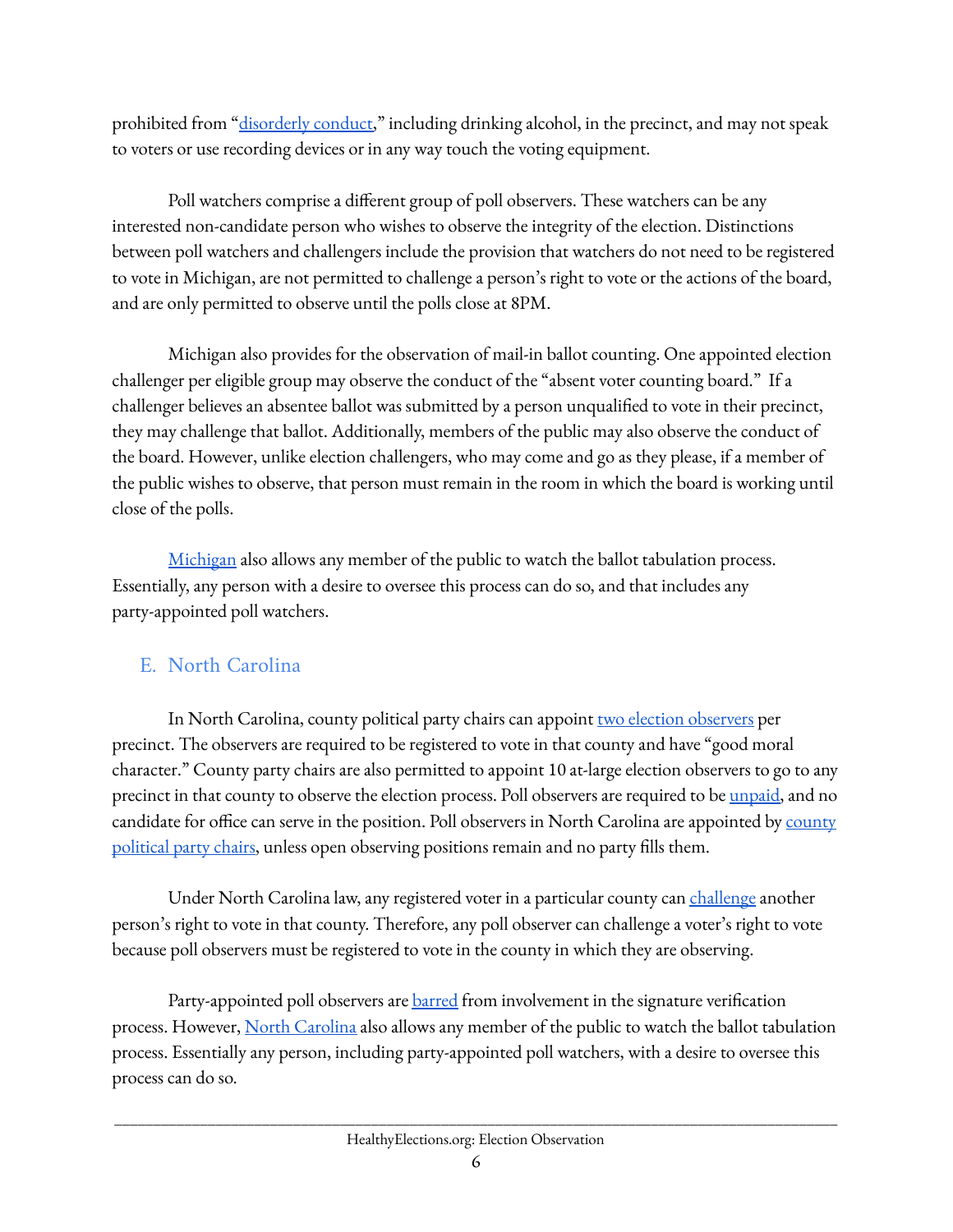prohibited from "disorderly conduct," including drinking alcohol, in the precinct, and may not speak to voters or use recording devices or in any way touch the voting equipment.

Poll watchers comprise a different group of poll observers. These watchers can be any interested non-candidate person who wishes to observe the integrity of the election. Distinctions between poll watchers and challengers include the provision that watchers do not need to be registered to vote in Michigan, are not permitted to challenge a person's right to vote or the actions of the board, and are only permitted to observe until the polls close at 8PM.

Michigan also provides for the observation of mail-in ballot counting. One appointed election challenger per eligible group may observe the conduct of the "absent voter counting board." If a challenger believes an absentee ballot was submitted by a person unqualified to vote in their precinct, they may challenge that ballot. Additionally, members of the public may also observe the conduct of the board. However, unlike election challengers, who may come and go as they please, if a member of the public wishes to observe, that person must remain in the room in which the board is working until close of the polls.

Michigan also allows any member of the public to watch the ballot tabulation process. Essentially, any person with a desire to oversee this process can do so, and that includes any party-appointed poll watchers.

## E. North Carolina

In North Carolina, county political party chairs can appoint two election observers per precinct. The observers are required to be registered to vote in that county and have "good moral character." County party chairs are also permitted to appoint 10 at-large election observers to go to any precinct in that county to observe the election process. Poll observers are required to be unpaid, and no candidate for office can serve in the position. Poll observers in North Carolina are appointed by county political party chairs, unless open observing positions remain and no party fills them.

Under North Carolina law, any registered voter in a particular county can challenge another person's right to vote in that county. Therefore, any poll observer can challenge a voter's right to vote because poll observers must be registered to vote in the county in which they are observing.

Party-appointed poll observers are barred from involvement in the signature verification process. However, North Carolina also allows any member of the public to watch the ballot tabulation process. Essentially any person, including party-appointed poll watchers, with a desire to oversee this process can do so.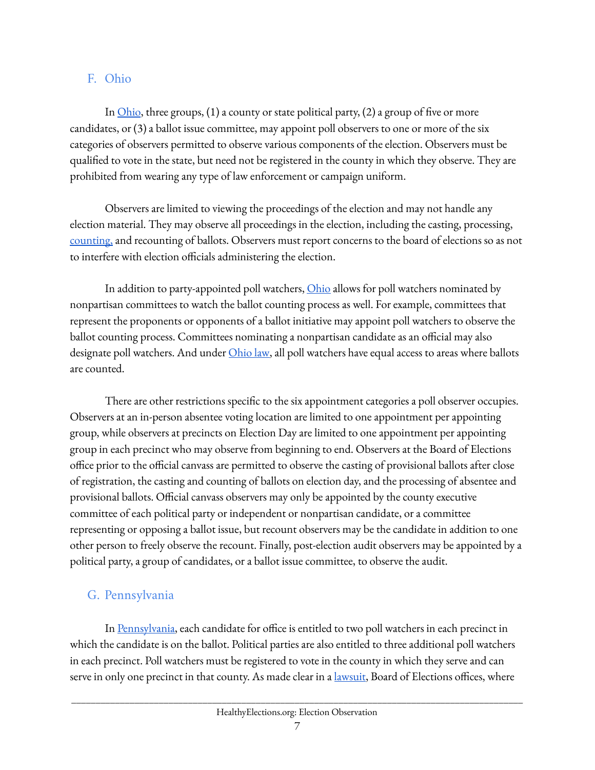## F. Ohio

In Ohio, three groups, (1) a county or state political party, (2) a group of five or more candidates, or (3) a ballot issue committee, may appoint poll observers to one or more of the six categories of observers permitted to observe various components of the election. Observers must be qualified to vote in the state, but need not be registered in the county in which they observe. They are prohibited from wearing any type of law enforcement or campaign uniform.

Observers are limited to viewing the proceedings of the election and may not handle any election material. They may observe all proceedings in the election, including the casting, processing, counting, and recounting of ballots. Observers must report concerns to the board of elections so as not to interfere with election officials administering the election.

In addition to party-appointed poll watchers, Ohio allows for poll watchers nominated by nonpartisan committees to watch the ballot counting process as well. For example, committees that represent the proponents or opponents of a ballot initiative may appoint poll watchers to observe the ballot counting process. Committees nominating a nonpartisan candidate as an official may also designate poll watchers. And under Ohio law, all poll watchers have equal access to areas where ballots are counted.

There are other restrictions specific to the six appointment categories a poll observer occupies. Observers at an in-person absentee voting location are limited to one appointment per appointing group, while observers at precincts on Election Day are limited to one appointment per appointing group in each precinct who may observe from beginning to end. Observers at the Board of Elections office prior to the official canvass are permitted to observe the casting of provisional ballots after close of registration, the casting and counting of ballots on election day, and the processing of absentee and provisional ballots. Official canvass observers may only be appointed by the county executive committee of each political party or independent or nonpartisan candidate, or a committee representing or opposing a ballot issue, but recount observers may be the candidate in addition to one other person to freely observe the recount. Finally, post-election audit observers may be appointed by a political party, a group of candidates, or a ballot issue committee, to observe the audit.

## G. Pennsylvania

In Pennsylvania, each candidate for office is entitled to two poll watchers in each precinct in which the candidate is on the ballot. Political parties are also entitled to three additional poll watchers in each precinct. Poll watchers must be registered to vote in the county in which they serve and can serve in only one precinct in that county. As made clear in a lawsuit, Board of Elections offices, where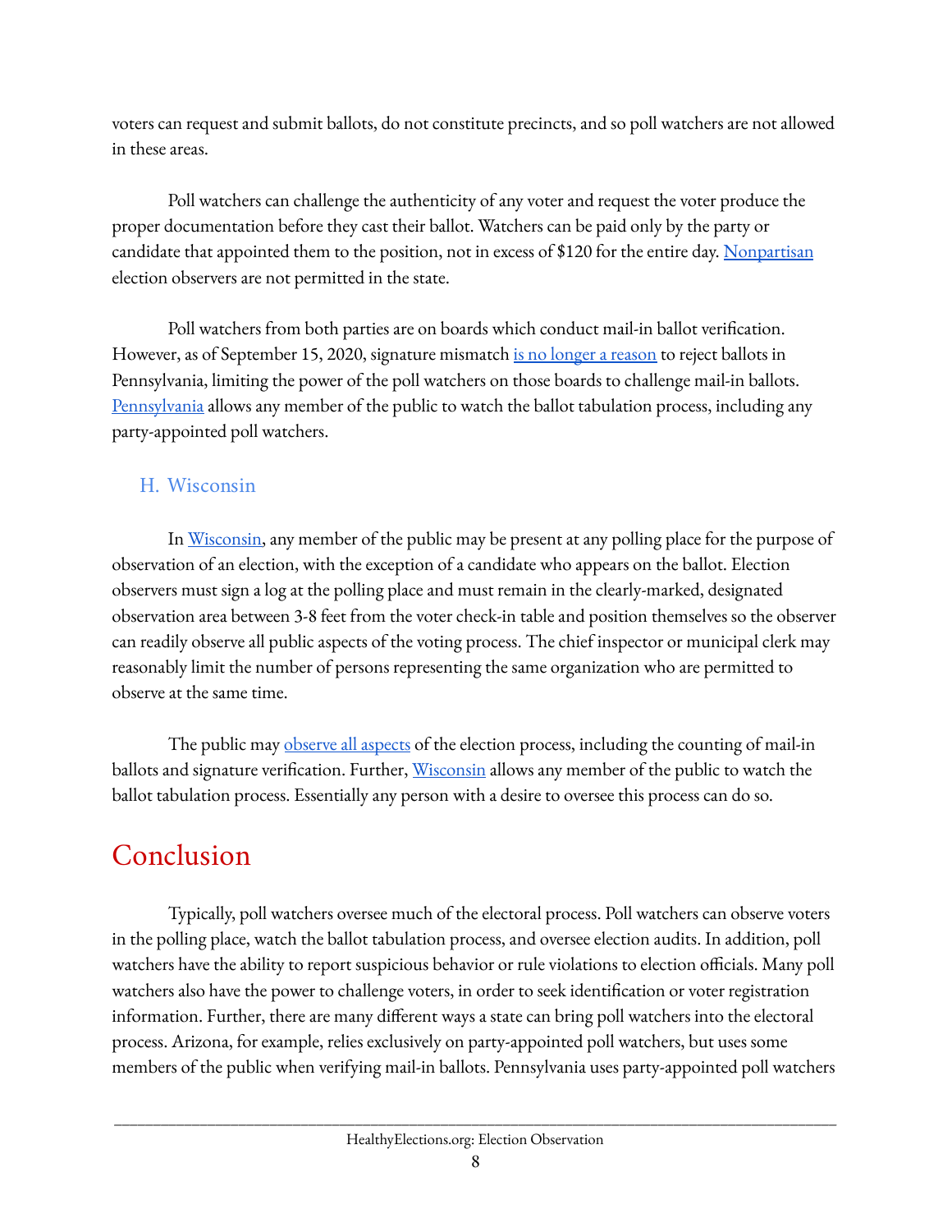voters can request and submit ballots, do not constitute precincts, and so poll watchers are not allowed in these areas.

Poll watchers can challenge the authenticity of any voter and request the voter produce the proper documentation before they cast their ballot. Watchers can be paid only by the party or candidate that appointed them to the position, not in excess of $120 for the entire day. Nonpartisan election observers are not permitted in the state.

Poll watchers from both parties are on boards which conduct mail-in ballot verification. However, as of September 15, 2020, signature mismatch is no longer a reason to reject ballots in Pennsylvania, limiting the power of the poll watchers on those boards to challenge mail-in ballots. Pennsylvania allows any member of the public to watch the ballot tabulation process, including any party-appointed poll watchers.

### H. Wisconsin

In Wisconsin, any member of the public may be present at any polling place for the purpose of observation of an election, with the exception of a candidate who appears on the ballot. Election observers must sign a log at the polling place and must remain in the clearly-marked, designated observation area between 3-8 feet from the voter check-in table and position themselves so the observer can readily observe all public aspects of the voting process. The chief inspector or municipal clerk may reasonably limit the number of persons representing the same organization who are permitted to observe at the same time.

The public may observe all aspects of the election process, including the counting of mail-in ballots and signature verification. Further, Wisconsin allows any member of the public to watch the ballot tabulation process. Essentially any person with a desire to oversee this process can do so.

# Conclusion

Typically, poll watchers oversee much of the electoral process. Poll watchers can observe voters in the polling place, watch the ballot tabulation process, and oversee election audits. In addition, poll watchers have the ability to report suspicious behavior or rule violations to election officials. Many poll watchers also have the power to challenge voters, in order to seek identification or voter registration information. Further, there are many different ways a state can bring poll watchers into the electoral process. Arizona, for example, relies exclusively on party-appointed poll watchers, but uses some members of the public when verifying mail-in ballots. Pennsylvania uses party-appointed poll watchers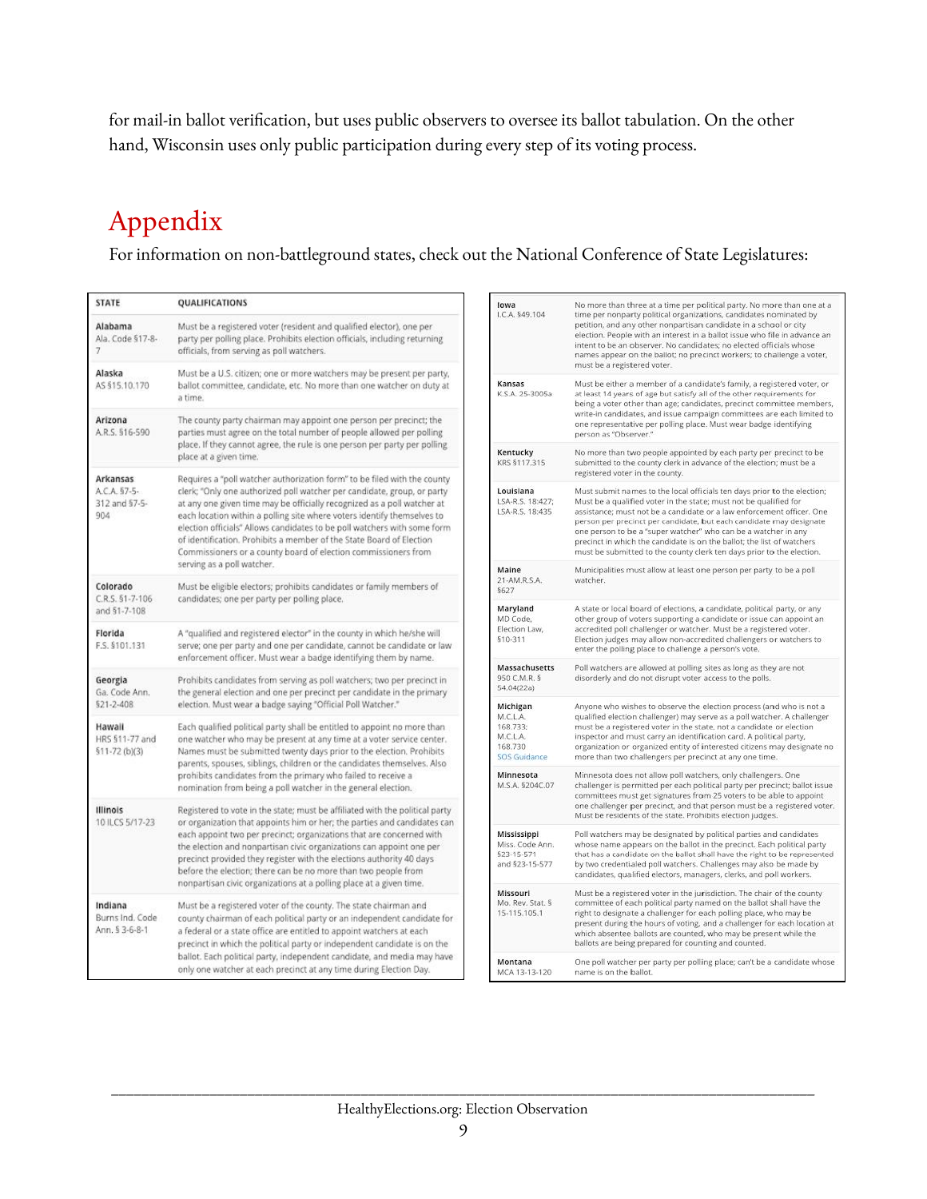for mail-in ballot verification, but uses public observers to oversee its ballot tabulation. On the other hand, Wisconsin uses only public participation during every step of its voting process.

# Appendix

For information on non-battleground states, check out the National Conference of State Legislatures:

| STATE | QUALIFICATIONS |
|---|---|
| **Alabama** Ala. Code §17-8-7 | Must be a registered voter (resident and qualified elector), one per party per polling place. Prohibits election officials, including returning officials, from serving as poll watchers. |
| **Alaska** AS §15.10.170 | Must be a U.S. citizen; one or more watchers may be present per party, ballot committee, candidate, etc. No more than one watcher on duty at a time. |
| **Arizona** A.R.S. §16-590 | The county party chairman may appoint one person per precinct; the parties must agree on the total number of people allowed per polling place. If they cannot agree, the rule is one person per party per polling place at a given time. |
| **Arkansas** A.C.A. §7-5-312 and §7-5-904 | Requires a "poll watcher authorization form" to be filed with the county clerk; "Only one authorized poll watcher per candidate, group, or party at any one given time may be officially recognized as a poll watcher at each location within a polling site where voters identify themselves to election officials" Allows candidates to be poll watchers with some form of identification. Prohibits a member of the State Board of Election Commissioners or a county board of election commissioners from serving as a poll watcher. |
| **Colorado** C.R.S. §1-7-106 and §1-7-108 | Must be eligible electors; prohibits candidates or family members of candidates; one per party per polling place. |
| **Florida** F.S. §101.131 | A "qualified and registered elector" in the county in which he/she will serve; one per party and one per candidate, cannot be candidate or law enforcement officer. Must wear a badge identifying them by name. |
| **Georgia** Ga. Code Ann. §21-2-408 | Prohibits candidates from serving as poll watchers; two per precinct in the general election and one per precinct per candidate in the primary election. Must wear a badge saying "Official Poll Watcher." |
| **Hawaii** HRS §11-77 and §11-72 (b)(3) | Each qualified political party shall be entitled to appoint no more than one watcher who may be present at any time at a voter service center. Names must be submitted twenty days prior to the election. Prohibits parents, spouses, siblings, children or the candidates themselves. Also prohibits candidates from the primary who failed to receive a nomination from being a poll watcher in the general election. |
| **Illinois** 10 ILCS 5/17-23 | Registered to vote in the state; must be affiliated with the political party or organization that appoints him or her; the parties and candidates can each appoint two per precinct; organizations that are concerned with the election and nonpartisan civic organizations can appoint one per precinct provided they register with the elections authority 40 days before the election; there can be no more than two people from nonpartisan civic organizations at a polling place at a given time. |
| **Indiana** Burns Ind. Code Ann. § 3-6-8-1 | Must be a registered voter of the county. The state chairman and county chairman of each political party or an independent candidate for a federal or a state office are entitled to appoint watchers at each precinct in which the political party or independent candidate is on the ballot. Each political party, independent candidate, and media may have only one watcher at each precinct at any time during Election Day. |
| **Iowa** I.C.A. §49.104 | No more than three at a time per political party. No more than one at a time per nonparty political organizations, candidates nominated by petition, and any other nonpartisan candidate in a school or city election. People with an interest in a ballot issue who file in advance an intent to be an observer. No candidates; no elected officials whose names appear on the ballot; no precinct workers; to challenge a voter, must be a registered voter. |
| **Kansas** K.S.A. 25-3005a | Must be either a member of a candidate's family, a registered voter, or at least 14 years of age but satisfy all of the other requirements for being a voter other than age; candidates, precinct committee members, write-in candidates, and issue campaign committees are each limited to one representative per polling place. Must wear badge identifying person as "Observer." |
| **Kentucky** KRS §117.315 | No more than two people appointed by each party per precinct to be submitted to the county clerk in advance of the election; must be a registered voter in the county. |
| **Louisiana** LSA-R.S. 18:427; LSA-R.S. 18:435 | Must submit names to the local officials ten days prior to the election; Must be a qualified voter in the state; must not be qualified for assistance; must not be a candidate or a law enforcement officer. One person per precinct per candidate, but each candidate may designate one person to be a "super watcher" who can be a watcher in any precinct in which the candidate is on the ballot; the list of watchers must be submitted to the county clerk ten days prior to the election. |
| **Maine** 21-AM.R.S.A. §627 | Municipalities must allow at least one person per party to be a poll watcher. |
| **Maryland** MD Code, Election Law, §10-311 | A state or local board of elections, a candidate, political party, or any other group of voters supporting a candidate or issue can appoint an accredited poll challenger or watcher. Must be a registered voter. Election judges may allow non-accredited challengers or watchers to enter the polling place to challenge a person's vote. |
| **Massachusetts** 950 C.M.R. § 54.04(22a) | Poll watchers are allowed at polling sites as long as they are not disorderly and do not disrupt voter access to the polls. |
| **Michigan** M.C.L.A. 168.733; M.C.L.A. 168.730 SOS Guidance | Anyone who wishes to observe the election process (and who is not a qualified election challenger) may serve as a poll watcher. A challenger must be a registered voter in the state, not a candidate or election inspector and must carry an identification card. A political party, organization or organized entity of interested citizens may designate no more than two challengers per precinct at any one time. |
| **Minnesota** M.S.A. §204C.07 | Minnesota does not allow poll watchers, only challengers. One challenger is permitted per each political party per precinct; ballot issue committees must get signatures from 25 voters to be able to appoint one challenger per precinct, and that person must be a registered voter. Must be residents of the state. Prohibits election judges. |
| **Mississippi** Miss. Code Ann. §23-15-571 and §23-15-577 | Poll watchers may be designated by political parties and candidates whose name appears on the ballot in the precinct. Each political party that has a candidate on the ballot shall have the right to be represented by two credentialed poll watchers. Challenges may also be made by candidates, qualified electors, managers, clerks, and poll workers. |
| **Missouri** Mo. Rev. Stat. § 15-115.105.1 | Must be a registered voter in the jurisdiction. The chair of the county committee of each political party named on the ballot shall have the right to designate a challenger for each polling place, who may be present during the hours of voting, and a challenger for each location at which absentee ballots are counted, who may be present while the ballots are being prepared for counting and counted. |
| **Montana** MCA 13-13-120 | One poll watcher per party per polling place; can't be a candidate whose name is on the ballot. |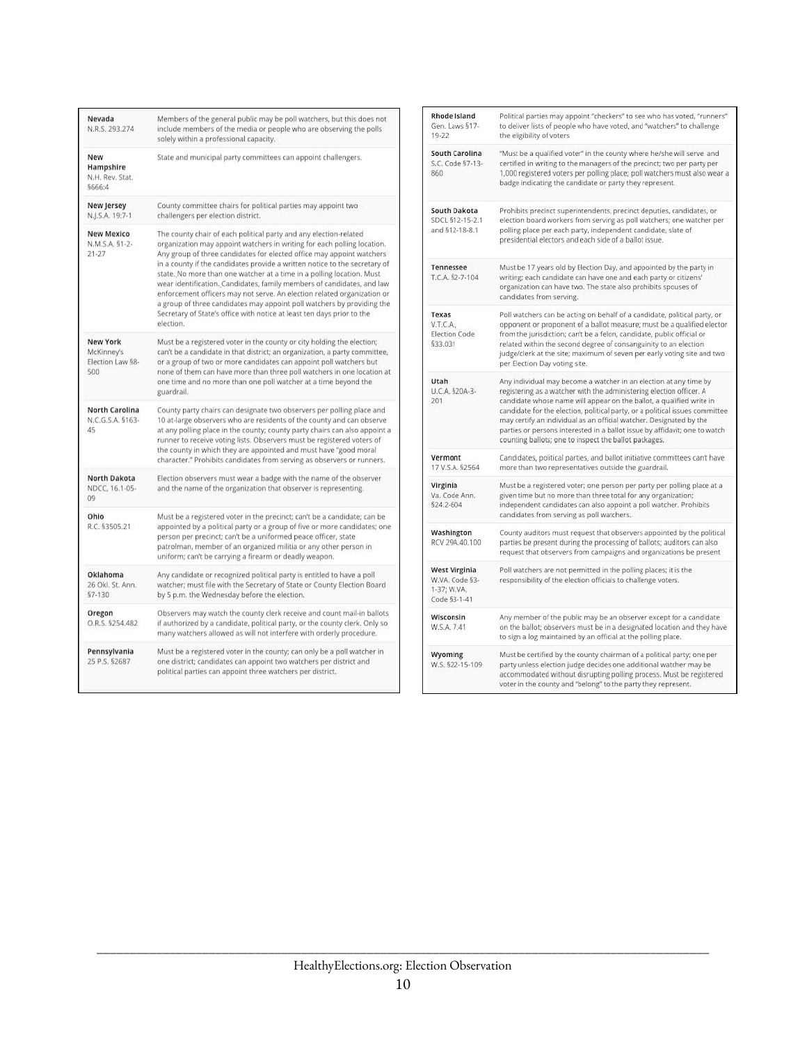| | |
|---|---|
| Nevada N.R.S. 293.274 | Members of the general public may be poll watchers, but this does not include members of the media or people who are observing the polls solely within a professional capacity. |
| New Hampshire N.H. Rev. Stat. §666:4 | State and municipal party committees can appoint challengers. |
| New Jersey N.J.S.A. 19:7-1 | County committee chairs for political parties may appoint two challengers per election district. |
| New Mexico N.M.S.A. §1-2-21-27 | The county chair of each political party and any election-related organization may appoint watchers in writing for each polling location. Any group of three candidates for elected office may appoint watchers in a county if the candidates provide a written notice to the secretary of state. No more than one watcher at a time in a polling location. Must wear identification. Candidates, family members of candidates, and law enforcement officers may not serve. An election related organization or a group of three candidates may appoint poll watchers by providing the Secretary of State's office with notice at least ten days prior to the election. |
| New York McKinney's Election Law §8-500 | Must be a registered voter in the county or city holding the election; can't be a candidate in that district; an organization, a party committee, or a group of two or more candidates can appoint poll watchers but none of them can have more than three poll watchers in one location at one time and no more than one poll watcher at a time beyond the guardrail. |
| North Carolina N.C.G.S.A. §163-45 | County party chairs can designate two observers per polling place and 10 at-large observers who are residents of the county and can observe at any polling place in the county; county party chairs can also appoint a runner to receive voting lists. Observers must be registered voters of the county in which they are appointed and must have "good moral character." Prohibits candidates from serving as observers or runners. |
| North Dakota NDCC, 16.1-05-09 | Election observers must wear a badge with the name of the observer and the name of the organization that observer is representing. |
| Ohio R.C. §3505.21 | Must be a registered voter in the precinct; can't be a candidate; can be appointed by a political party or a group of five or more candidates; one person per precinct; can't be a uniformed peace officer, state patrolman, member of an organized militia or any other person in uniform; can't be carrying a firearm or deadly weapon. |
| Oklahoma 26 Okl. St. Ann. §7-130 | Any candidate or recognized political party is entitled to have a poll watcher; must file with the Secretary of State or County Election Board by 5 p.m. the Wednesday before the election. |
| Oregon O.R.S. §254.482 | Observers may watch the county clerk receive and count mail-in ballots if authorized by a candidate, political party, or the county clerk. Only so many watchers allowed as will not interfere with orderly procedure. |
| Pennsylvania 25 P.S. §2687 | Must be a registered voter in the county; can only be a poll watcher in one district; candidates can appoint two watchers per district and political parties can appoint three watchers per district. |
| Rhode Island Gen. Laws §17-19-22 | Political parties may appoint "checkers" to see who has voted, "runners" to deliver lists of people who have voted, and "watchers" to challenge the eligibility of voters |
| South Carolina S.C. Code §7-13-860 | "Must be a qualified voter" in the county where he/she will serve and certified in writing to the managers of the precinct; two per party per 1,000 registered voters per polling place; poll watchers must also wear a badge indicating the candidate or party they represent. |
| South Dakota SDCL §12-15-2.1 and §12-18-8.1 | Prohibits precinct superintendents, precinct deputies, candidates, or election board workers from serving as poll watchers; one watcher per polling place per each party, independent candidate, slate of presidential electors and each side of a ballot issue. |
| Tennessee T.C.A. §2-7-104 | Must be 17 years old by Election Day, and appointed by the party in writing; each candidate can have one and each party or citizens' organization can have two. The state also prohibits spouses of candidates from serving. |
| Texas V.T.C.A., Election Code §33.031 | Poll watchers can be acting on behalf of a candidate, political party, or opponent or proponent of a ballot measure; must be a qualified elector from the jurisdiction; can't be a felon, candidate, public official or related within the second degree of consanguinity to an election judge/clerk at the site; maximum of seven per early voting site and two per Election Day voting site. |
| Utah U.C.A. §20A-3-201 | Any individual may become a watcher in an election at any time by registering as a watcher with the administering election officer. A candidate whose name will appear on the ballot, a qualified write in candidate for the election, political party, or a political issues committee may certify an individual as an official watcher. Designated by the parties or persons interested in a ballot issue by affidavit; one to watch counting ballots; one to inspect the ballot packages. |
| Vermont 17 V.S.A. §2564 | Candidates, political parties, and ballot initiative committees can't have more than two representatives outside the guardrail. |
| Virginia Va. Code Ann. §24.2-604 | Must be a registered voter; one person per party per polling place at a given time but no more than three total for any organization; independent candidates can also appoint a poll watcher. Prohibits candidates from serving as poll watchers. |
| Washington RCW 29A.40.100 | County auditors must request that observers appointed by the political parties be present during the processing of ballots; auditors can also request that observers from campaigns and organizations be present |
| West Virginia W.VA. Code §3-1-37; W.VA. Code §3-1-41 | Poll watchers are not permitted in the polling places; it is the responsibility of the election officials to challenge voters. |
| Wisconsin W.S.A. 7.41 | Any member of the public may be an observer except for a candidate on the ballot; observers must be in a designated location and they have to sign a log maintained by an official at the polling place. |
| Wyoming W.S. §22-15-109 | Must be certified by the county chairman of a political party; one per party unless election judge decides one additional watcher may be accommodated without disrupting polling process. Must be registered voter in the county and "belong" to the party they represent. |